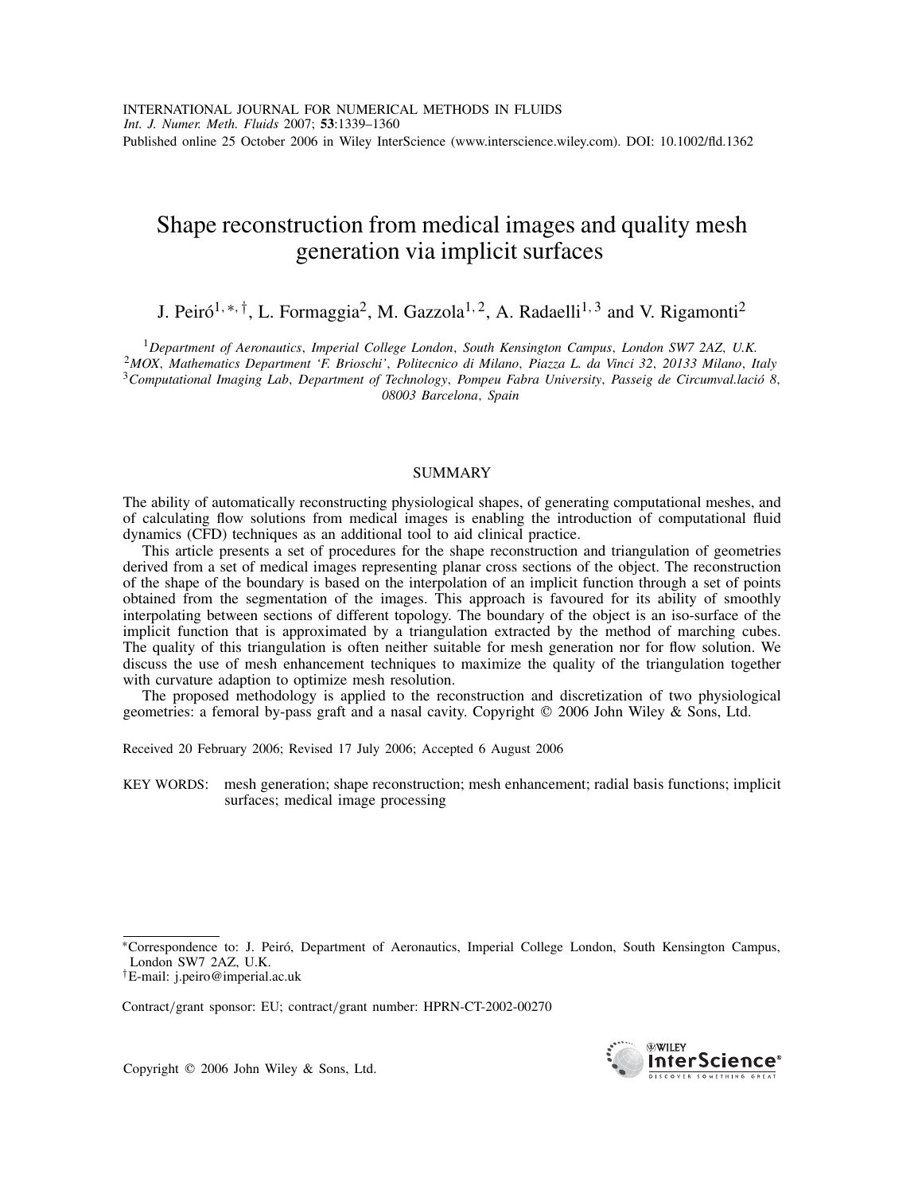# Shape reconstruction from medical images and quality mesh generation via implicit surfaces

J. Peiró[1,\*,†], L. Formaggia[2], M. Gazzola[1,2], A. Radaelli[1,3] and V. Rigamonti[2]

[1] *Department of Aeronautics, Imperial College London, South Kensington Campus, London SW7 2AZ, U.K.*
[2] *MOX, Mathematics Department 'F. Brioschi', Politecnico di Milano, Piazza L. da Vinci 32, 20133 Milano, Italy*
[3] *Computational Imaging Lab, Department of Technology, Pompeu Fabra University, Passeig de Circumval.lació 8, 08003 Barcelona, Spain*

## SUMMARY

The ability of automatically reconstructing physiological shapes, of generating computational meshes, and of calculating flow solutions from medical images is enabling the introduction of computational fluid dynamics (CFD) techniques as an additional tool to aid clinical practice.

This article presents a set of procedures for the shape reconstruction and triangulation of geometries derived from a set of medical images representing planar cross sections of the object. The reconstruction of the shape of the boundary is based on the interpolation of an implicit function through a set of points obtained from the segmentation of the images. This approach is favoured for its ability of smoothly interpolating between sections of different topology. The boundary of the object is an iso-surface of the implicit function that is approximated by a triangulation extracted by the method of marching cubes. The quality of this triangulation is often neither suitable for mesh generation nor for flow solution. We discuss the use of mesh enhancement techniques to maximize the quality of the triangulation together with curvature adaption to optimize mesh resolution.

The proposed methodology is applied to the reconstruction and discretization of two physiological geometries: a femoral by-pass graft and a nasal cavity. Copyright © 2006 John Wiley & Sons, Ltd.

Received 20 February 2006; Revised 17 July 2006; Accepted 6 August 2006

KEY WORDS: mesh generation; shape reconstruction; mesh enhancement; radial basis functions; implicit surfaces; medical image processing

---

\*Correspondence to: J. Peiró, Department of Aeronautics, Imperial College London, South Kensington Campus, London SW7 2AZ, U.K.

†E-mail: j.peiro@imperial.ac.uk

Contract/grant sponsor: EU; contract/grant number: HPRN-CT-2002-00270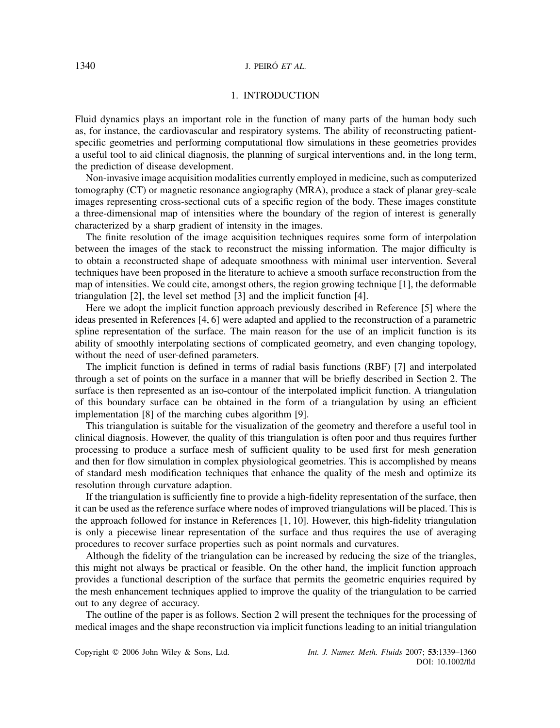## 1. INTRODUCTION

Fluid dynamics plays an important role in the function of many parts of the human body such as, for instance, the cardiovascular and respiratory systems. The ability of reconstructing patient-specific geometries and performing computational flow simulations in these geometries provides a useful tool to aid clinical diagnosis, the planning of surgical interventions and, in the long term, the prediction of disease development.

Non-invasive image acquisition modalities currently employed in medicine, such as computerized tomography (CT) or magnetic resonance angiography (MRA), produce a stack of planar grey-scale images representing cross-sectional cuts of a specific region of the body. These images constitute a three-dimensional map of intensities where the boundary of the region of interest is generally characterized by a sharp gradient of intensity in the images.

The finite resolution of the image acquisition techniques requires some form of interpolation between the images of the stack to reconstruct the missing information. The major difficulty is to obtain a reconstructed shape of adequate smoothness with minimal user intervention. Several techniques have been proposed in the literature to achieve a smooth surface reconstruction from the map of intensities. We could cite, amongst others, the region growing technique [1], the deformable triangulation [2], the level set method [3] and the implicit function [4].

Here we adopt the implicit function approach previously described in Reference [5] where the ideas presented in References [4, 6] were adapted and applied to the reconstruction of a parametric spline representation of the surface. The main reason for the use of an implicit function is its ability of smoothly interpolating sections of complicated geometry, and even changing topology, without the need of user-defined parameters.

The implicit function is defined in terms of radial basis functions (RBF) [7] and interpolated through a set of points on the surface in a manner that will be briefly described in Section 2. The surface is then represented as an iso-contour of the interpolated implicit function. A triangulation of this boundary surface can be obtained in the form of a triangulation by using an efficient implementation [8] of the marching cubes algorithm [9].

This triangulation is suitable for the visualization of the geometry and therefore a useful tool in clinical diagnosis. However, the quality of this triangulation is often poor and thus requires further processing to produce a surface mesh of sufficient quality to be used first for mesh generation and then for flow simulation in complex physiological geometries. This is accomplished by means of standard mesh modification techniques that enhance the quality of the mesh and optimize its resolution through curvature adaption.

If the triangulation is sufficiently fine to provide a high-fidelity representation of the surface, then it can be used as the reference surface where nodes of improved triangulations will be placed. This is the approach followed for instance in References [1, 10]. However, this high-fidelity triangulation is only a piecewise linear representation of the surface and thus requires the use of averaging procedures to recover surface properties such as point normals and curvatures.

Although the fidelity of the triangulation can be increased by reducing the size of the triangles, this might not always be practical or feasible. On the other hand, the implicit function approach provides a functional description of the surface that permits the geometric enquiries required by the mesh enhancement techniques applied to improve the quality of the triangulation to be carried out to any degree of accuracy.

The outline of the paper is as follows. Section 2 will present the techniques for the processing of medical images and the shape reconstruction via implicit functions leading to an initial triangulation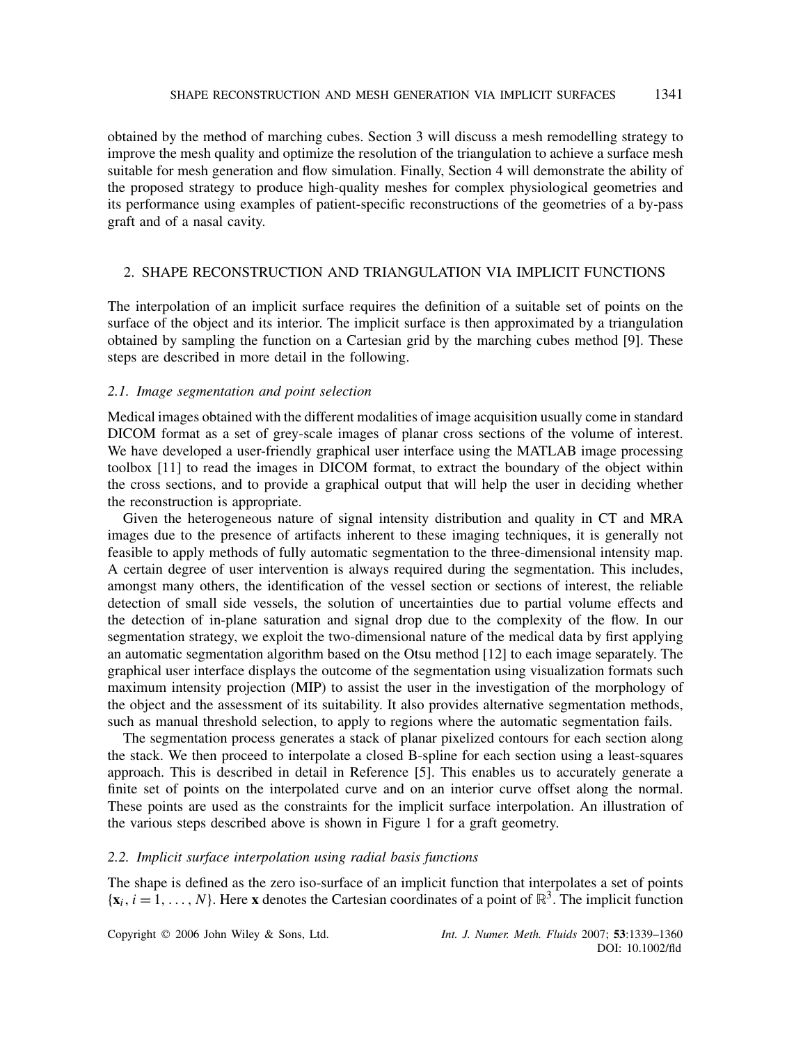obtained by the method of marching cubes. Section 3 will discuss a mesh remodelling strategy to improve the mesh quality and optimize the resolution of the triangulation to achieve a surface mesh suitable for mesh generation and flow simulation. Finally, Section 4 will demonstrate the ability of the proposed strategy to produce high-quality meshes for complex physiological geometries and its performance using examples of patient-specific reconstructions of the geometries of a by-pass graft and of a nasal cavity.

## 2. SHAPE RECONSTRUCTION AND TRIANGULATION VIA IMPLICIT FUNCTIONS

The interpolation of an implicit surface requires the definition of a suitable set of points on the surface of the object and its interior. The implicit surface is then approximated by a triangulation obtained by sampling the function on a Cartesian grid by the marching cubes method [9]. These steps are described in more detail in the following.

### *2.1. Image segmentation and point selection*

Medical images obtained with the different modalities of image acquisition usually come in standard DICOM format as a set of grey-scale images of planar cross sections of the volume of interest. We have developed a user-friendly graphical user interface using the MATLAB image processing toolbox [11] to read the images in DICOM format, to extract the boundary of the object within the cross sections, and to provide a graphical output that will help the user in deciding whether the reconstruction is appropriate.

Given the heterogeneous nature of signal intensity distribution and quality in CT and MRA images due to the presence of artifacts inherent to these imaging techniques, it is generally not feasible to apply methods of fully automatic segmentation to the three-dimensional intensity map. A certain degree of user intervention is always required during the segmentation. This includes, amongst many others, the identification of the vessel section or sections of interest, the reliable detection of small side vessels, the solution of uncertainties due to partial volume effects and the detection of in-plane saturation and signal drop due to the complexity of the flow. In our segmentation strategy, we exploit the two-dimensional nature of the medical data by first applying an automatic segmentation algorithm based on the Otsu method [12] to each image separately. The graphical user interface displays the outcome of the segmentation using visualization formats such maximum intensity projection (MIP) to assist the user in the investigation of the morphology of the object and the assessment of its suitability. It also provides alternative segmentation methods, such as manual threshold selection, to apply to regions where the automatic segmentation fails.

The segmentation process generates a stack of planar pixelized contours for each section along the stack. We then proceed to interpolate a closed B-spline for each section using a least-squares approach. This is described in detail in Reference [5]. This enables us to accurately generate a finite set of points on the interpolated curve and on an interior curve offset along the normal. These points are used as the constraints for the implicit surface interpolation. An illustration of the various steps described above is shown in Figure 1 for a graft geometry.

### *2.2. Implicit surface interpolation using radial basis functions*

The shape is defined as the zero iso-surface of an implicit function that interpolates a set of points $\{\mathbf{x}_i, i = 1, \ldots, N\}$. Here $\mathbf{x}$ denotes the Cartesian coordinates of a point of $\mathbb{R}^3$. The implicit function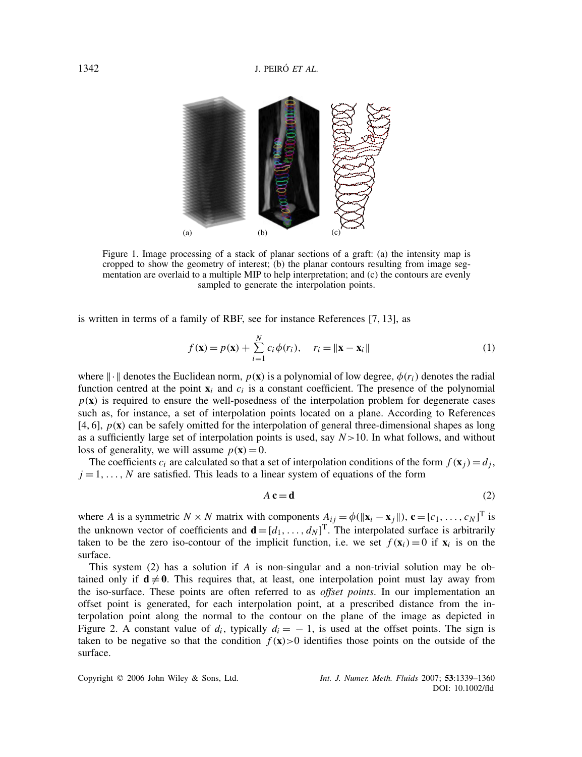Figure 1. Image processing of a stack of planar sections of a graft: (a) the intensity map is cropped to show the geometry of interest; (b) the planar contours resulting from image segmentation are overlaid to a multiple MIP to help interpretation; and (c) the contours are evenly sampled to generate the interpolation points.

is written in terms of a family of RBF, see for instance References [7, 13], as

$$f(\mathbf{x}) = p(\mathbf{x}) + \sum_{i=1}^{N} c_i \phi(r_i), \quad r_i = \|\mathbf{x} - \mathbf{x}_i\| \tag{1}$$

where $\|\cdot\|$ denotes the Euclidean norm, $p(\mathbf{x})$ is a polynomial of low degree, $\phi(r_i)$ denotes the radial function centred at the point $\mathbf{x}_i$ and $c_i$ is a constant coefficient. The presence of the polynomial $p(\mathbf{x})$ is required to ensure the well-posedness of the interpolation problem for degenerate cases such as, for instance, a set of interpolation points located on a plane. According to References [4, 6], $p(\mathbf{x})$ can be safely omitted for the interpolation of general three-dimensional shapes as long as a sufficiently large set of interpolation points is used, say $N > 10$. In what follows, and without loss of generality, we will assume $p(\mathbf{x}) = 0$.

The coefficients $c_i$ are calculated so that a set of interpolation conditions of the form $f(\mathbf{x}_j) = d_j$, $j = 1, \ldots, N$ are satisfied. This leads to a linear system of equations of the form

$$A\,\mathbf{c} = \mathbf{d} \tag{2}$$

where $A$ is a symmetric $N \times N$ matrix with components $A_{ij} = \phi(\|\mathbf{x}_i - \mathbf{x}_j\|)$, $\mathbf{c} = [c_1, \ldots, c_N]^{\mathrm{T}}$ is the unknown vector of coefficients and $\mathbf{d} = [d_1, \ldots, d_N]^{\mathrm{T}}$. The interpolated surface is arbitrarily taken to be the zero iso-contour of the implicit function, i.e. we set $f(\mathbf{x}_i) = 0$ if $\mathbf{x}_i$ is on the surface.

This system (2) has a solution if $A$ is non-singular and a non-trivial solution may be obtained only if $\mathbf{d} \neq \mathbf{0}$. This requires that, at least, one interpolation point must lay away from the iso-surface. These points are often referred to as *offset points*. In our implementation an offset point is generated, for each interpolation point, at a prescribed distance from the interpolation point along the normal to the contour on the plane of the image as depicted in Figure 2. A constant value of $d_i$, typically $d_i = -1$, is used at the offset points. The sign is taken to be negative so that the condition $f(\mathbf{x}) > 0$ identifies those points on the outside of the surface.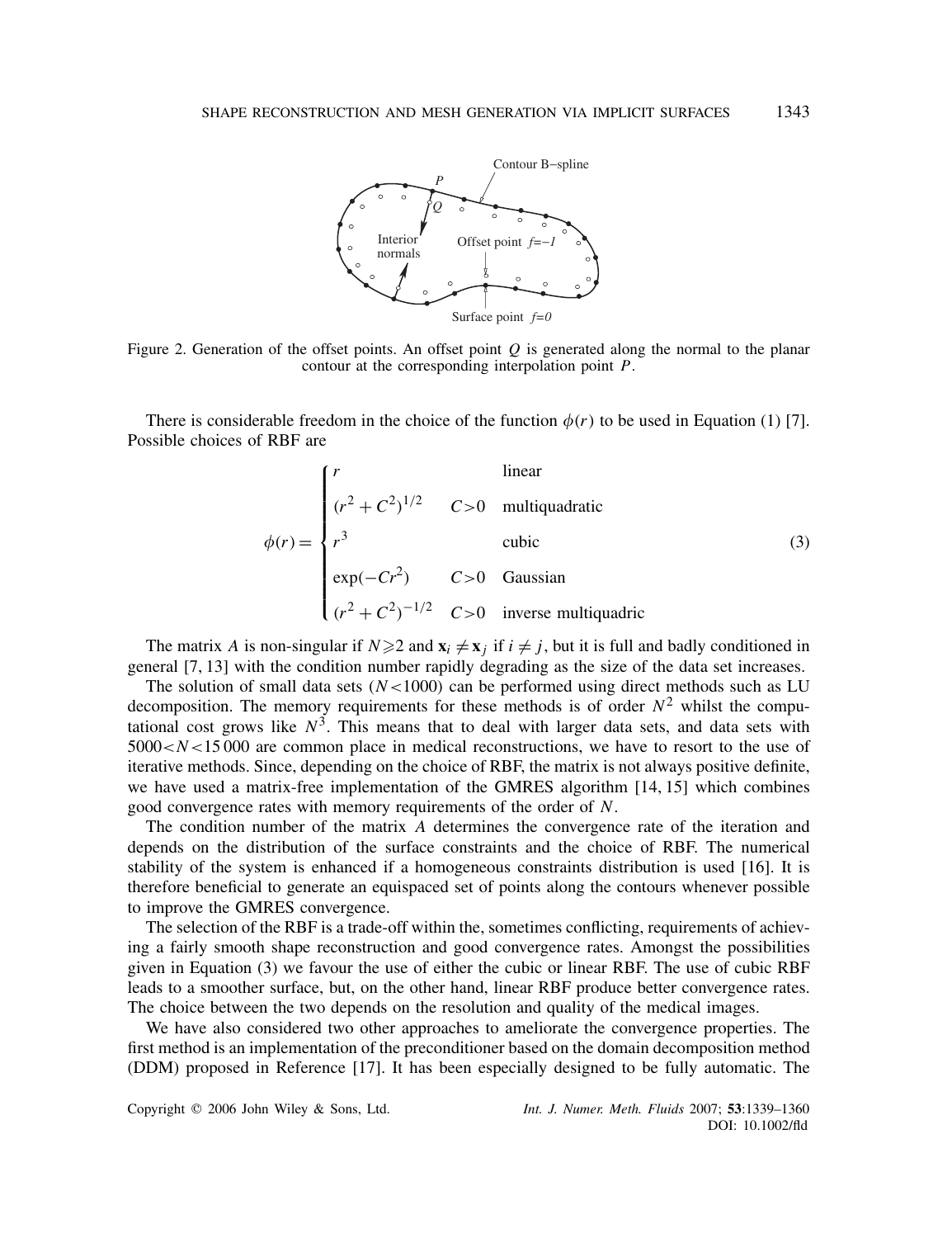Figure 2. Generation of the offset points. An offset point $Q$ is generated along the normal to the planar contour at the corresponding interpolation point $P$.

There is considerable freedom in the choice of the function $\phi(r)$ to be used in Equation (1) [7]. Possible choices of RBF are

$$
\phi(r) = \begin{cases} r & \text{linear} \\ (r^2 + C^2)^{1/2} \quad C > 0 & \text{multiquadratic} \\ r^3 & \text{cubic} \\ \exp(-Cr^2) \quad C > 0 & \text{Gaussian} \\ (r^2 + C^2)^{-1/2} \quad C > 0 & \text{inverse multiquadric} \end{cases} \tag{3}
$$

The matrix $A$ is non-singular if $N \geqslant 2$ and $\mathbf{x}_i \neq \mathbf{x}_j$ if $i \neq j$, but it is full and badly conditioned in general [7, 13] with the condition number rapidly degrading as the size of the data set increases.

The solution of small data sets ($N < 1000$) can be performed using direct methods such as LU decomposition. The memory requirements for these methods is of order $N^2$ whilst the computational cost grows like $N^3$. This means that to deal with larger data sets, and data sets with $5000 < N < 15\,000$ are common place in medical reconstructions, we have to resort to the use of iterative methods. Since, depending on the choice of RBF, the matrix is not always positive definite, we have used a matrix-free implementation of the GMRES algorithm [14, 15] which combines good convergence rates with memory requirements of the order of $N$.

The condition number of the matrix $A$ determines the convergence rate of the iteration and depends on the distribution of the surface constraints and the choice of RBF. The numerical stability of the system is enhanced if a homogeneous constraints distribution is used [16]. It is therefore beneficial to generate an equispaced set of points along the contours whenever possible to improve the GMRES convergence.

The selection of the RBF is a trade-off within the, sometimes conflicting, requirements of achieving a fairly smooth shape reconstruction and good convergence rates. Amongst the possibilities given in Equation (3) we favour the use of either the cubic or linear RBF. The use of cubic RBF leads to a smoother surface, but, on the other hand, linear RBF produce better convergence rates. The choice between the two depends on the resolution and quality of the medical images.

We have also considered two other approaches to ameliorate the convergence properties. The first method is an implementation of the preconditioner based on the domain decomposition method (DDM) proposed in Reference [17]. It has been especially designed to be fully automatic. The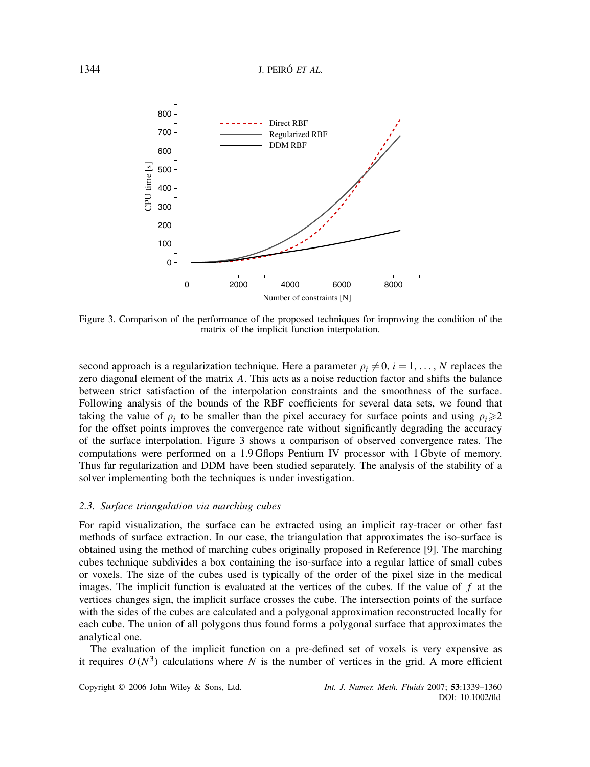Figure 3. Comparison of the performance of the proposed techniques for improving the condition of the matrix of the implicit function interpolation.

second approach is a regularization technique. Here a parameter $\rho_i \neq 0$, $i = 1, \ldots, N$ replaces the zero diagonal element of the matrix $A$. This acts as a noise reduction factor and shifts the balance between strict satisfaction of the interpolation constraints and the smoothness of the surface. Following analysis of the bounds of the RBF coefficients for several data sets, we found that taking the value of $\rho_i$ to be smaller than the pixel accuracy for surface points and using $\rho_i \geqslant 2$ for the offset points improves the convergence rate without significantly degrading the accuracy of the surface interpolation. Figure 3 shows a comparison of observed convergence rates. The computations were performed on a 1.9 Gflops Pentium IV processor with 1 Gbyte of memory. Thus far regularization and DDM have been studied separately. The analysis of the stability of a solver implementing both the techniques is under investigation.

### *2.3. Surface triangulation via marching cubes*

For rapid visualization, the surface can be extracted using an implicit ray-tracer or other fast methods of surface extraction. In our case, the triangulation that approximates the iso-surface is obtained using the method of marching cubes originally proposed in Reference [9]. The marching cubes technique subdivides a box containing the iso-surface into a regular lattice of small cubes or voxels. The size of the cubes used is typically of the order of the pixel size in the medical images. The implicit function is evaluated at the vertices of the cubes. If the value of $f$ at the vertices changes sign, the implicit surface crosses the cube. The intersection points of the surface with the sides of the cubes are calculated and a polygonal approximation reconstructed locally for each cube. The union of all polygons thus found forms a polygonal surface that approximates the analytical one.

The evaluation of the implicit function on a pre-defined set of voxels is very expensive as it requires $O(N^3)$ calculations where $N$ is the number of vertices in the grid. A more efficient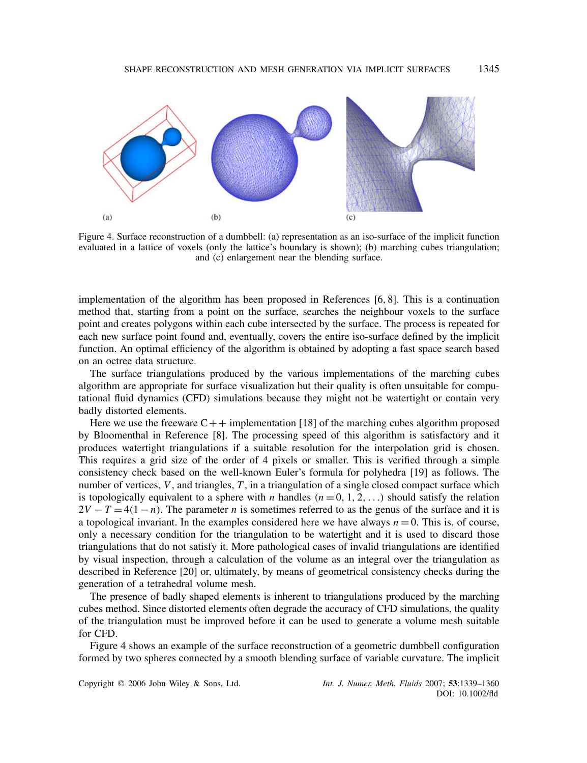Figure 4. Surface reconstruction of a dumbbell: (a) representation as an iso-surface of the implicit function evaluated in a lattice of voxels (only the lattice's boundary is shown); (b) marching cubes triangulation; and (c) enlargement near the blending surface.

implementation of the algorithm has been proposed in References [6, 8]. This is a continuation method that, starting from a point on the surface, searches the neighbour voxels to the surface point and creates polygons within each cube intersected by the surface. The process is repeated for each new surface point found and, eventually, covers the entire iso-surface defined by the implicit function. An optimal efficiency of the algorithm is obtained by adopting a fast space search based on an octree data structure.

The surface triangulations produced by the various implementations of the marching cubes algorithm are appropriate for surface visualization but their quality is often unsuitable for computational fluid dynamics (CFD) simulations because they might not be watertight or contain very badly distorted elements.

Here we use the freeware C++ implementation [18] of the marching cubes algorithm proposed by Bloomenthal in Reference [8]. The processing speed of this algorithm is satisfactory and it produces watertight triangulations if a suitable resolution for the interpolation grid is chosen. This requires a grid size of the order of 4 pixels or smaller. This is verified through a simple consistency check based on the well-known Euler's formula for polyhedra [19] as follows. The number of vertices, $V$, and triangles, $T$, in a triangulation of a single closed compact surface which is topologically equivalent to a sphere with $n$ handles ($n = 0, 1, 2, \ldots$) should satisfy the relation $2V - T = 4(1 - n)$. The parameter $n$ is sometimes referred to as the genus of the surface and it is a topological invariant. In the examples considered here we have always $n = 0$. This is, of course, only a necessary condition for the triangulation to be watertight and it is used to discard those triangulations that do not satisfy it. More pathological cases of invalid triangulations are identified by visual inspection, through a calculation of the volume as an integral over the triangulation as described in Reference [20] or, ultimately, by means of geometrical consistency checks during the generation of a tetrahedral volume mesh.

The presence of badly shaped elements is inherent to triangulations produced by the marching cubes method. Since distorted elements often degrade the accuracy of CFD simulations, the quality of the triangulation must be improved before it can be used to generate a volume mesh suitable for CFD.

Figure 4 shows an example of the surface reconstruction of a geometric dumbbell configuration formed by two spheres connected by a smooth blending surface of variable curvature. The implicit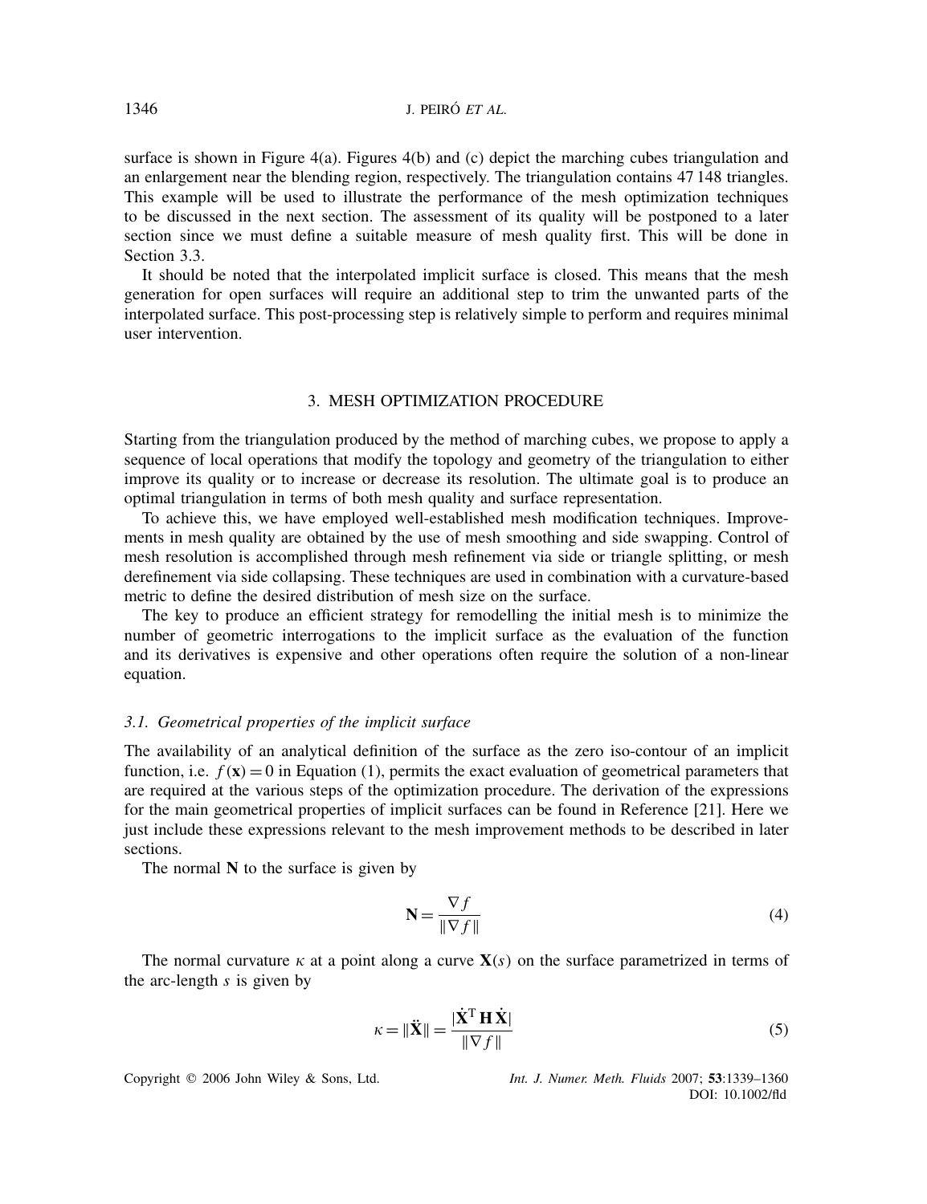surface is shown in Figure 4(a). Figures 4(b) and (c) depict the marching cubes triangulation and an enlargement near the blending region, respectively. The triangulation contains 47 148 triangles. This example will be used to illustrate the performance of the mesh optimization techniques to be discussed in the next section. The assessment of its quality will be postponed to a later section since we must define a suitable measure of mesh quality first. This will be done in Section 3.3.

It should be noted that the interpolated implicit surface is closed. This means that the mesh generation for open surfaces will require an additional step to trim the unwanted parts of the interpolated surface. This post-processing step is relatively simple to perform and requires minimal user intervention.

## 3. MESH OPTIMIZATION PROCEDURE

Starting from the triangulation produced by the method of marching cubes, we propose to apply a sequence of local operations that modify the topology and geometry of the triangulation to either improve its quality or to increase or decrease its resolution. The ultimate goal is to produce an optimal triangulation in terms of both mesh quality and surface representation.

To achieve this, we have employed well-established mesh modification techniques. Improvements in mesh quality are obtained by the use of mesh smoothing and side swapping. Control of mesh resolution is accomplished through mesh refinement via side or triangle splitting, or mesh derefinement via side collapsing. These techniques are used in combination with a curvature-based metric to define the desired distribution of mesh size on the surface.

The key to produce an efficient strategy for remodelling the initial mesh is to minimize the number of geometric interrogations to the implicit surface as the evaluation of the function and its derivatives is expensive and other operations often require the solution of a non-linear equation.

### *3.1. Geometrical properties of the implicit surface*

The availability of an analytical definition of the surface as the zero iso-contour of an implicit function, i.e. $f(\mathbf{x}) = 0$ in Equation (1), permits the exact evaluation of geometrical parameters that are required at the various steps of the optimization procedure. The derivation of the expressions for the main geometrical properties of implicit surfaces can be found in Reference [21]. Here we just include these expressions relevant to the mesh improvement methods to be described in later sections.

The normal $\mathbf{N}$ to the surface is given by

$$\mathbf{N} = \frac{\nabla f}{\|\nabla f\|} \tag{4}$$

The normal curvature $\kappa$ at a point along a curve $\mathbf{X}(s)$ on the surface parametrized in terms of the arc-length $s$ is given by

$$\kappa = \|\ddot{\mathbf{X}}\| = \frac{|\dot{\mathbf{X}}^{\mathrm{T}}\,\mathbf{H}\,\dot{\mathbf{X}}|}{\|\nabla f\|} \tag{5}$$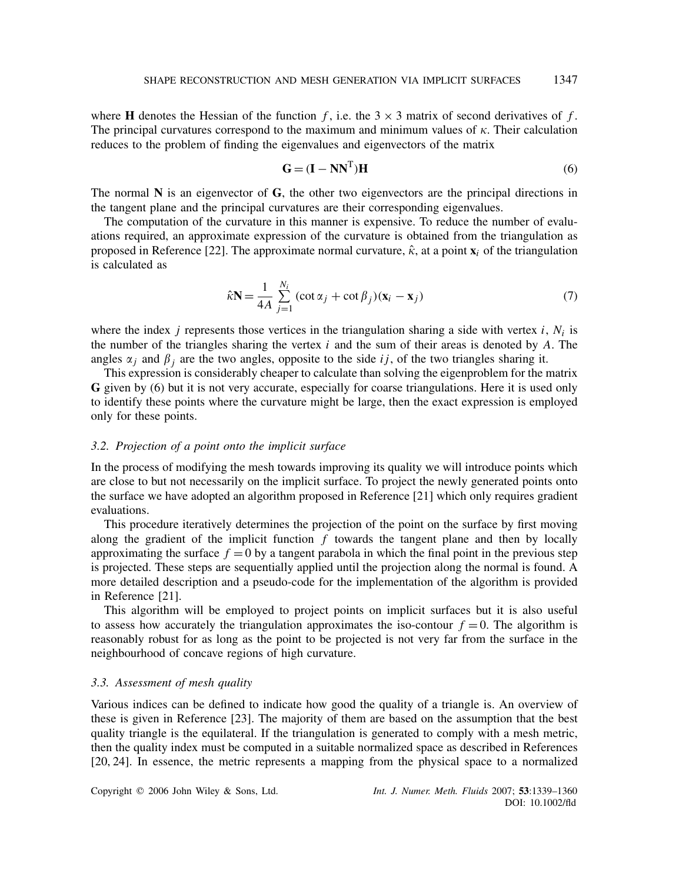where $\mathbf{H}$ denotes the Hessian of the function $f$, i.e. the $3 \times 3$ matrix of second derivatives of $f$. The principal curvatures correspond to the maximum and minimum values of $\kappa$. Their calculation reduces to the problem of finding the eigenvalues and eigenvectors of the matrix

$$\mathbf{G} = (\mathbf{I} - \mathbf{N}\mathbf{N}^{\mathrm{T}})\mathbf{H} \tag{6}$$

The normal $\mathbf{N}$ is an eigenvector of $\mathbf{G}$, the other two eigenvectors are the principal directions in the tangent plane and the principal curvatures are their corresponding eigenvalues.

The computation of the curvature in this manner is expensive. To reduce the number of evaluations required, an approximate expression of the curvature is obtained from the triangulation as proposed in Reference [22]. The approximate normal curvature, $\hat{\kappa}$, at a point $\mathbf{x}_i$ of the triangulation is calculated as

$$\hat{\kappa}\mathbf{N} = \frac{1}{4A} \sum_{j=1}^{N_i} (\cot \alpha_j + \cot \beta_j)(\mathbf{x}_i - \mathbf{x}_j) \tag{7}$$

where the index $j$ represents those vertices in the triangulation sharing a side with vertex $i$, $N_i$ is the number of the triangles sharing the vertex $i$ and the sum of their areas is denoted by $A$. The angles $\alpha_j$ and $\beta_j$ are the two angles, opposite to the side $ij$, of the two triangles sharing it.

This expression is considerably cheaper to calculate than solving the eigenproblem for the matrix $\mathbf{G}$ given by (6) but it is not very accurate, especially for coarse triangulations. Here it is used only to identify these points where the curvature might be large, then the exact expression is employed only for these points.

### 3.2. Projection of a point onto the implicit surface

In the process of modifying the mesh towards improving its quality we will introduce points which are close to but not necessarily on the implicit surface. To project the newly generated points onto the surface we have adopted an algorithm proposed in Reference [21] which only requires gradient evaluations.

This procedure iteratively determines the projection of the point on the surface by first moving along the gradient of the implicit function $f$ towards the tangent plane and then by locally approximating the surface $f = 0$ by a tangent parabola in which the final point in the previous step is projected. These steps are sequentially applied until the projection along the normal is found. A more detailed description and a pseudo-code for the implementation of the algorithm is provided in Reference [21].

This algorithm will be employed to project points on implicit surfaces but it is also useful to assess how accurately the triangulation approximates the iso-contour $f = 0$. The algorithm is reasonably robust for as long as the point to be projected is not very far from the surface in the neighbourhood of concave regions of high curvature.

### 3.3. Assessment of mesh quality

Various indices can be defined to indicate how good the quality of a triangle is. An overview of these is given in Reference [23]. The majority of them are based on the assumption that the best quality triangle is the equilateral. If the triangulation is generated to comply with a mesh metric, then the quality index must be computed in a suitable normalized space as described in References [20, 24]. In essence, the metric represents a mapping from the physical space to a normalized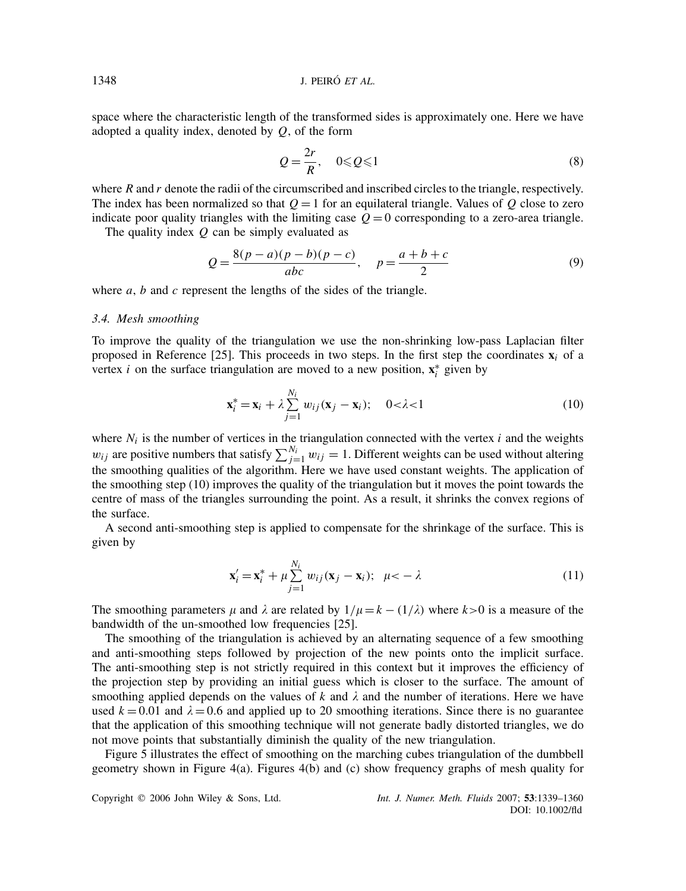space where the characteristic length of the transformed sides is approximately one. Here we have adopted a quality index, denoted by $Q$, of the form

$$Q = \frac{2r}{R}, \quad 0 \leqslant Q \leqslant 1 \tag{8}$$

where $R$ and $r$ denote the radii of the circumscribed and inscribed circles to the triangle, respectively. The index has been normalized so that $Q = 1$ for an equilateral triangle. Values of $Q$ close to zero indicate poor quality triangles with the limiting case $Q = 0$ corresponding to a zero-area triangle.

The quality index $Q$ can be simply evaluated as

$$Q = \frac{8(p-a)(p-b)(p-c)}{abc}, \quad p = \frac{a+b+c}{2} \tag{9}$$

where $a$, $b$ and $c$ represent the lengths of the sides of the triangle.

### *3.4. Mesh smoothing*

To improve the quality of the triangulation we use the non-shrinking low-pass Laplacian filter proposed in Reference [25]. This proceeds in two steps. In the first step the coordinates $\mathbf{x}_i$ of a vertex $i$ on the surface triangulation are moved to a new position, $\mathbf{x}_i^*$ given by

$$\mathbf{x}_i^* = \mathbf{x}_i + \lambda \sum_{j=1}^{N_i} w_{ij}(\mathbf{x}_j - \mathbf{x}_i); \quad 0 < \lambda < 1 \tag{10}$$

where $N_i$ is the number of vertices in the triangulation connected with the vertex $i$ and the weights $w_{ij}$ are positive numbers that satisfy $\sum_{j=1}^{N_i} w_{ij} = 1$. Different weights can be used without altering the smoothing qualities of the algorithm. Here we have used constant weights. The application of the smoothing step (10) improves the quality of the triangulation but it moves the point towards the centre of mass of the triangles surrounding the point. As a result, it shrinks the convex regions of the surface.

A second anti-smoothing step is applied to compensate for the shrinkage of the surface. This is given by

$$\mathbf{x}_i' = \mathbf{x}_i^* + \mu \sum_{j=1}^{N_i} w_{ij}(\mathbf{x}_j - \mathbf{x}_i); \quad \mu < -\lambda \tag{11}$$

The smoothing parameters $\mu$ and $\lambda$ are related by $1/\mu = k - (1/\lambda)$ where $k > 0$ is a measure of the bandwidth of the un-smoothed low frequencies [25].

The smoothing of the triangulation is achieved by an alternating sequence of a few smoothing and anti-smoothing steps followed by projection of the new points onto the implicit surface. The anti-smoothing step is not strictly required in this context but it improves the efficiency of the projection step by providing an initial guess which is closer to the surface. The amount of smoothing applied depends on the values of $k$ and $\lambda$ and the number of iterations. Here we have used $k = 0.01$ and $\lambda = 0.6$ and applied up to 20 smoothing iterations. Since there is no guarantee that the application of this smoothing technique will not generate badly distorted triangles, we do not move points that substantially diminish the quality of the new triangulation.

Figure 5 illustrates the effect of smoothing on the marching cubes triangulation of the dumbbell geometry shown in Figure 4(a). Figures 4(b) and (c) show frequency graphs of mesh quality for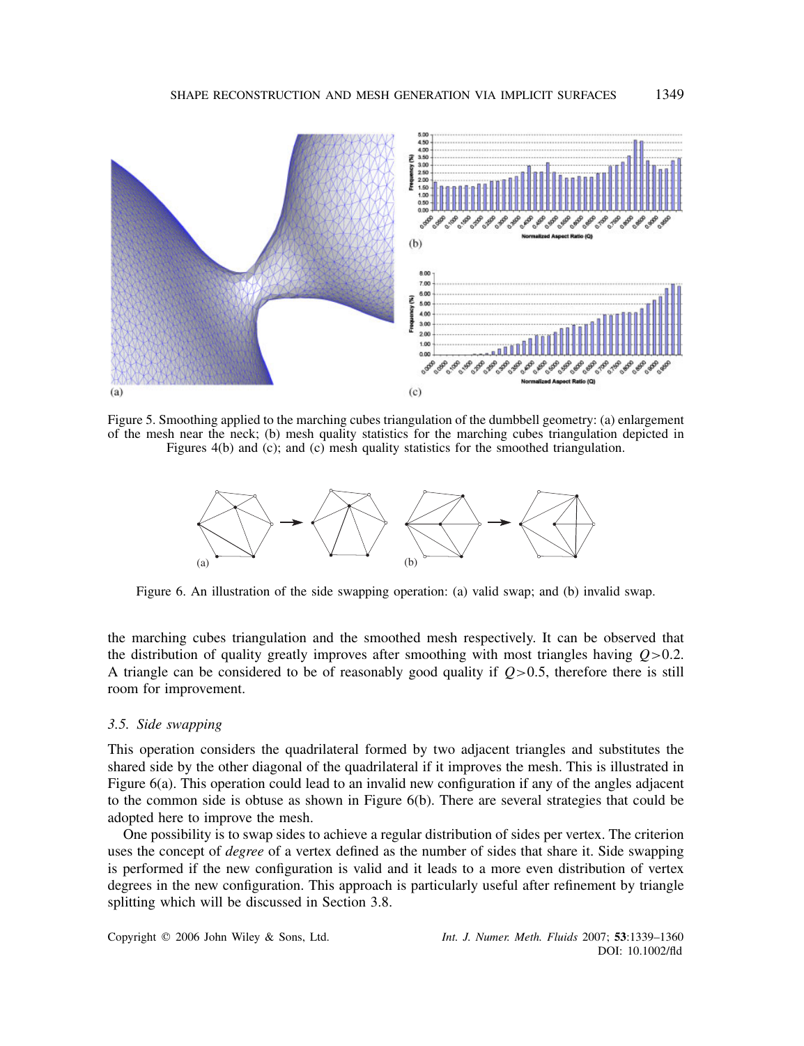Figure 5. Smoothing applied to the marching cubes triangulation of the dumbbell geometry: (a) enlargement of the mesh near the neck; (b) mesh quality statistics for the marching cubes triangulation depicted in Figures 4(b) and (c); and (c) mesh quality statistics for the smoothed triangulation.

Figure 6. An illustration of the side swapping operation: (a) valid swap; and (b) invalid swap.

the marching cubes triangulation and the smoothed mesh respectively. It can be observed that the distribution of quality greatly improves after smoothing with most triangles having $Q > 0.2$. A triangle can be considered to be of reasonably good quality if $Q > 0.5$, therefore there is still room for improvement.

### 3.5. Side swapping

This operation considers the quadrilateral formed by two adjacent triangles and substitutes the shared side by the other diagonal of the quadrilateral if it improves the mesh. This is illustrated in Figure 6(a). This operation could lead to an invalid new configuration if any of the angles adjacent to the common side is obtuse as shown in Figure 6(b). There are several strategies that could be adopted here to improve the mesh.

One possibility is to swap sides to achieve a regular distribution of sides per vertex. The criterion uses the concept of *degree* of a vertex defined as the number of sides that share it. Side swapping is performed if the new configuration is valid and it leads to a more even distribution of vertex degrees in the new configuration. This approach is particularly useful after refinement by triangle splitting which will be discussed in Section 3.8.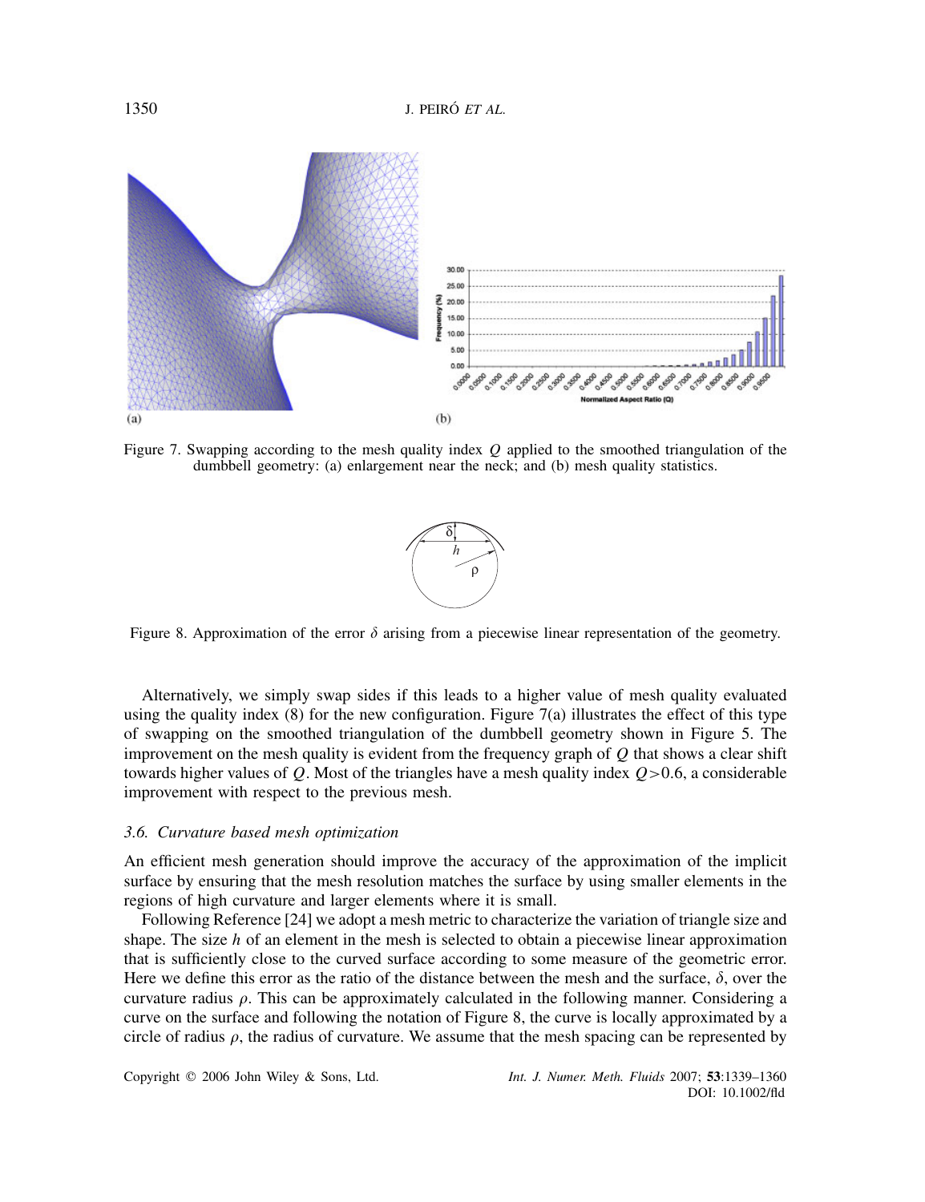Figure 7. Swapping according to the mesh quality index $Q$ applied to the smoothed triangulation of the dumbbell geometry: (a) enlargement near the neck; and (b) mesh quality statistics.

Figure 8. Approximation of the error $\delta$ arising from a piecewise linear representation of the geometry.

Alternatively, we simply swap sides if this leads to a higher value of mesh quality evaluated using the quality index (8) for the new configuration. Figure 7(a) illustrates the effect of this type of swapping on the smoothed triangulation of the dumbbell geometry shown in Figure 5. The improvement on the mesh quality is evident from the frequency graph of $Q$ that shows a clear shift towards higher values of $Q$. Most of the triangles have a mesh quality index $Q > 0.6$, a considerable improvement with respect to the previous mesh.

### 3.6. Curvature based mesh optimization

An efficient mesh generation should improve the accuracy of the approximation of the implicit surface by ensuring that the mesh resolution matches the surface by using smaller elements in the regions of high curvature and larger elements where it is small.

Following Reference [24] we adopt a mesh metric to characterize the variation of triangle size and shape. The size $h$ of an element in the mesh is selected to obtain a piecewise linear approximation that is sufficiently close to the curved surface according to some measure of the geometric error. Here we define this error as the ratio of the distance between the mesh and the surface, $\delta$, over the curvature radius $\rho$. This can be approximately calculated in the following manner. Considering a curve on the surface and following the notation of Figure 8, the curve is locally approximated by a circle of radius $\rho$, the radius of curvature. We assume that the mesh spacing can be represented by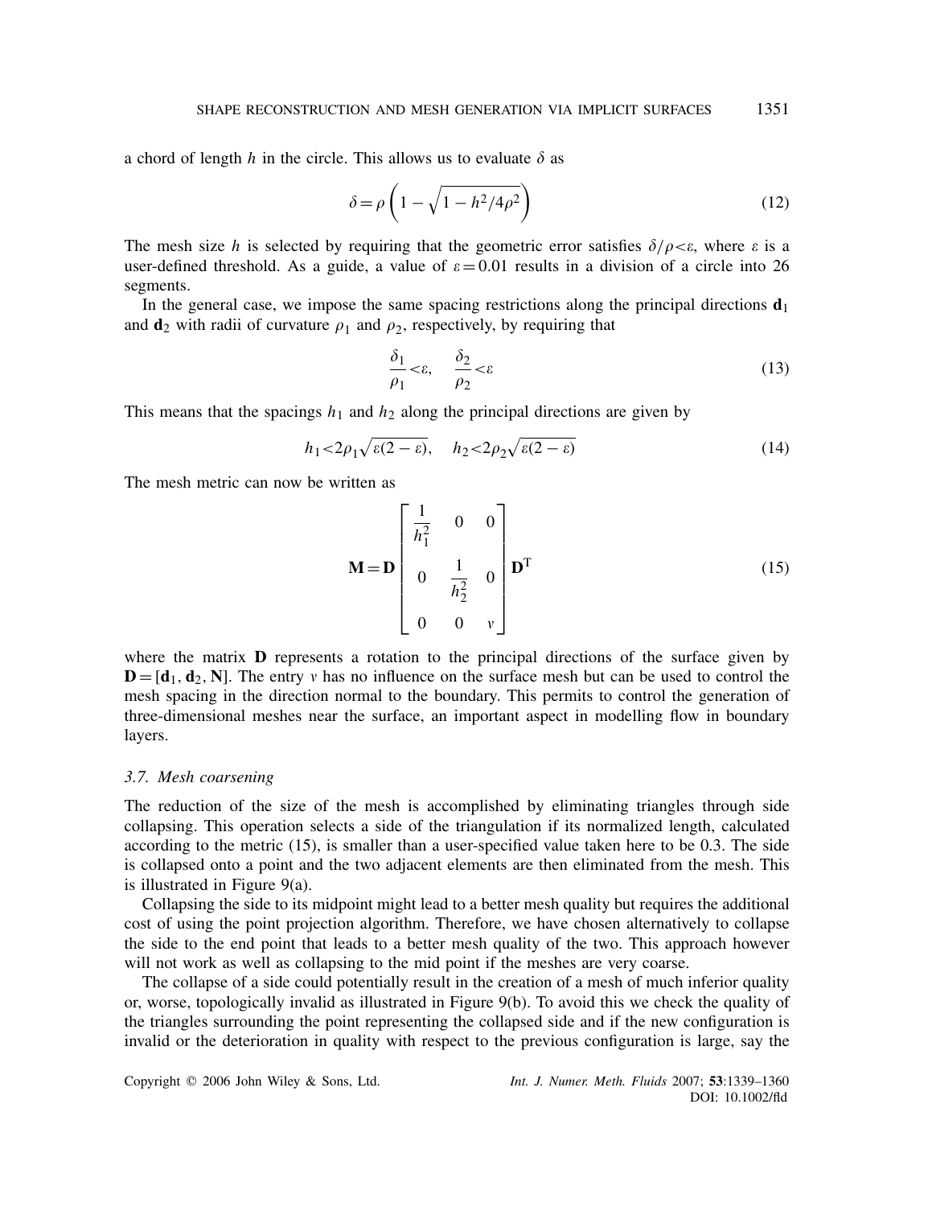a chord of length $h$ in the circle. This allows us to evaluate $\delta$ as

$$\delta = \rho \left(1 - \sqrt{1 - h^2/4\rho^2}\right) \tag{12}$$

The mesh size $h$ is selected by requiring that the geometric error satisfies $\delta/\rho < \varepsilon$, where $\varepsilon$ is a user-defined threshold. As a guide, a value of $\varepsilon = 0.01$ results in a division of a circle into 26 segments.

In the general case, we impose the same spacing restrictions along the principal directions $\mathbf{d}_1$ and $\mathbf{d}_2$ with radii of curvature $\rho_1$ and $\rho_2$, respectively, by requiring that

$$\frac{\delta_1}{\rho_1} < \varepsilon, \quad \frac{\delta_2}{\rho_2} < \varepsilon \tag{13}$$

This means that the spacings $h_1$ and $h_2$ along the principal directions are given by

$$h_1 < 2\rho_1\sqrt{\varepsilon(2-\varepsilon)}, \quad h_2 < 2\rho_2\sqrt{\varepsilon(2-\varepsilon)} \tag{14}$$

The mesh metric can now be written as

$$\mathbf{M} = \mathbf{D} \begin{bmatrix} \dfrac{1}{h_1^2} & 0 & 0 \\ 0 & \dfrac{1}{h_2^2} & 0 \\ 0 & 0 & v \end{bmatrix} \mathbf{D}^{\mathrm{T}} \tag{15}$$

where the matrix $\mathbf{D}$ represents a rotation to the principal directions of the surface given by $\mathbf{D} = [\mathbf{d}_1, \mathbf{d}_2, \mathbf{N}]$. The entry $v$ has no influence on the surface mesh but can be used to control the mesh spacing in the direction normal to the boundary. This permits to control the generation of three-dimensional meshes near the surface, an important aspect in modelling flow in boundary layers.

### *3.7. Mesh coarsening*

The reduction of the size of the mesh is accomplished by eliminating triangles through side collapsing. This operation selects a side of the triangulation if its normalized length, calculated according to the metric (15), is smaller than a user-specified value taken here to be 0.3. The side is collapsed onto a point and the two adjacent elements are then eliminated from the mesh. This is illustrated in Figure 9(a).

Collapsing the side to its midpoint might lead to a better mesh quality but requires the additional cost of using the point projection algorithm. Therefore, we have chosen alternatively to collapse the side to the end point that leads to a better mesh quality of the two. This approach however will not work as well as collapsing to the mid point if the meshes are very coarse.

The collapse of a side could potentially result in the creation of a mesh of much inferior quality or, worse, topologically invalid as illustrated in Figure 9(b). To avoid this we check the quality of the triangles surrounding the point representing the collapsed side and if the new configuration is invalid or the deterioration in quality with respect to the previous configuration is large, say the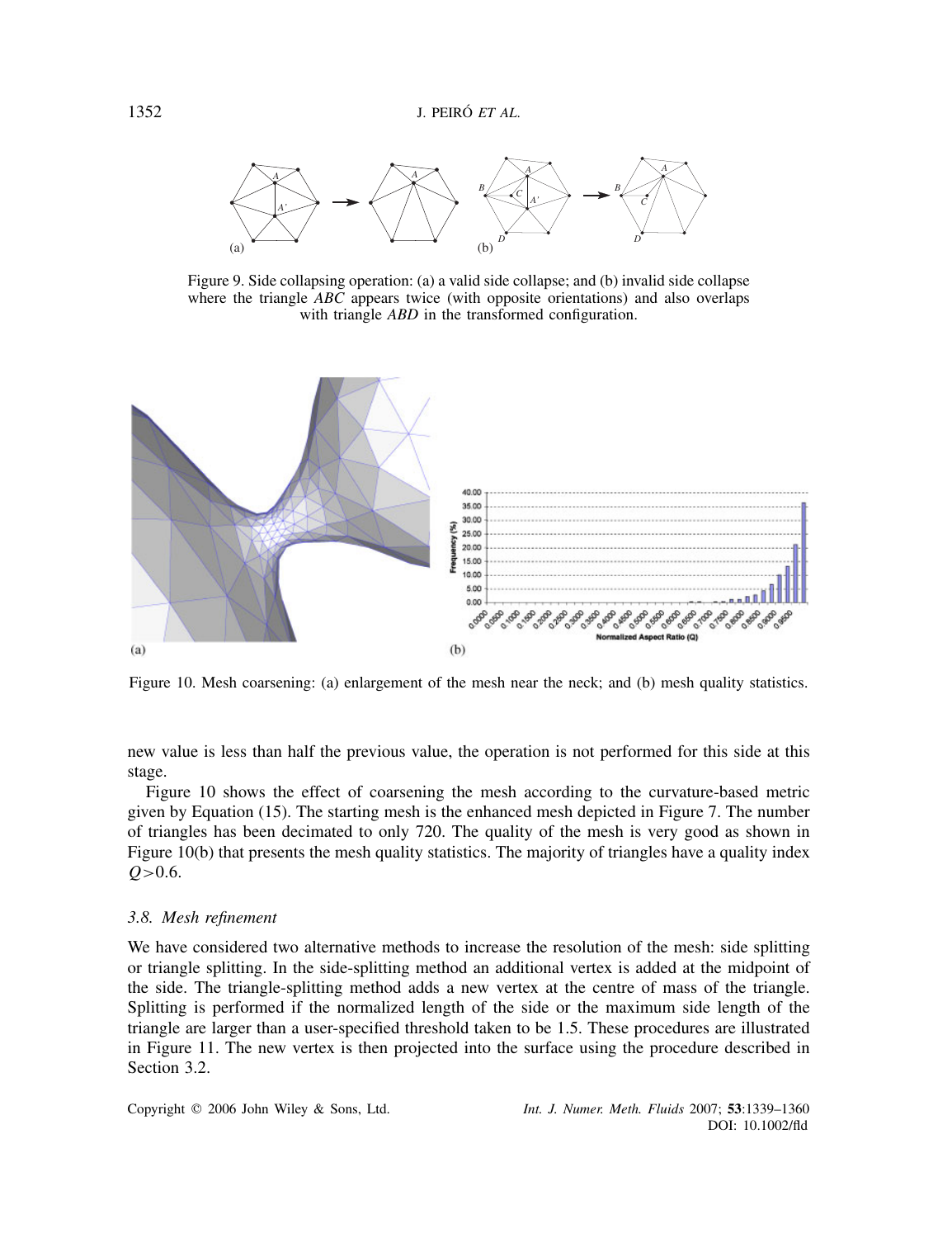Figure 9. Side collapsing operation: (a) a valid side collapse; and (b) invalid side collapse where the triangle $ABC$ appears twice (with opposite orientations) and also overlaps with triangle $ABD$ in the transformed configuration.

Figure 10. Mesh coarsening: (a) enlargement of the mesh near the neck; and (b) mesh quality statistics.

new value is less than half the previous value, the operation is not performed for this side at this stage.

Figure 10 shows the effect of coarsening the mesh according to the curvature-based metric given by Equation (15). The starting mesh is the enhanced mesh depicted in Figure 7. The number of triangles has been decimated to only 720. The quality of the mesh is very good as shown in Figure 10(b) that presents the mesh quality statistics. The majority of triangles have a quality index $Q > 0.6$.

### 3.8. Mesh refinement

We have considered two alternative methods to increase the resolution of the mesh: side splitting or triangle splitting. In the side-splitting method an additional vertex is added at the midpoint of the side. The triangle-splitting method adds a new vertex at the centre of mass of the triangle. Splitting is performed if the normalized length of the side or the maximum side length of the triangle are larger than a user-specified threshold taken to be 1.5. These procedures are illustrated in Figure 11. The new vertex is then projected into the surface using the procedure described in Section 3.2.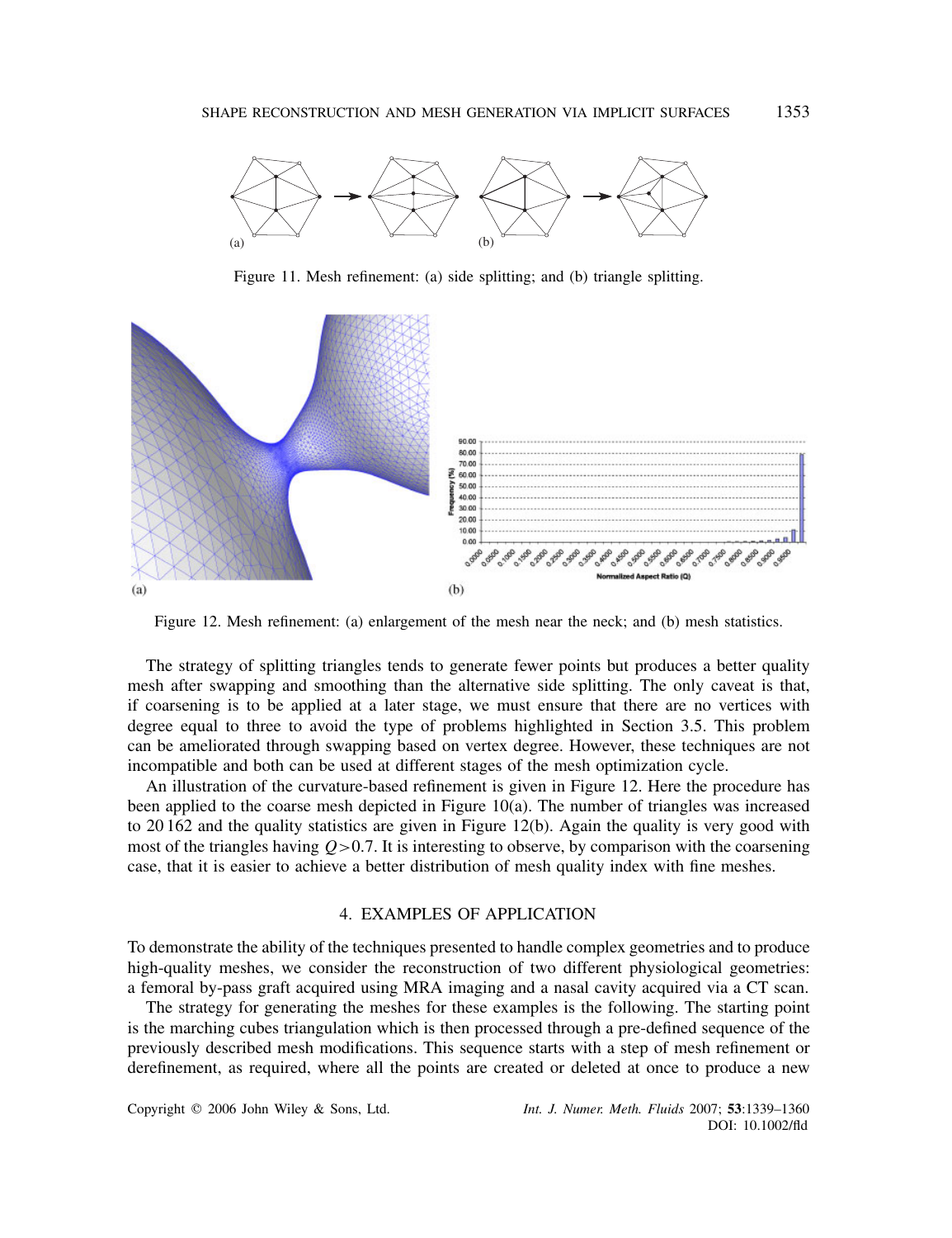Figure 11. Mesh refinement: (a) side splitting; and (b) triangle splitting.

Figure 12. Mesh refinement: (a) enlargement of the mesh near the neck; and (b) mesh statistics.

The strategy of splitting triangles tends to generate fewer points but produces a better quality mesh after swapping and smoothing than the alternative side splitting. The only caveat is that, if coarsening is to be applied at a later stage, we must ensure that there are no vertices with degree equal to three to avoid the type of problems highlighted in Section 3.5. This problem can be ameliorated through swapping based on vertex degree. However, these techniques are not incompatible and both can be used at different stages of the mesh optimization cycle.

An illustration of the curvature-based refinement is given in Figure 12. Here the procedure has been applied to the coarse mesh depicted in Figure 10(a). The number of triangles was increased to 20 162 and the quality statistics are given in Figure 12(b). Again the quality is very good with most of the triangles having $Q > 0.7$. It is interesting to observe, by comparison with the coarsening case, that it is easier to achieve a better distribution of mesh quality index with fine meshes.

## 4. EXAMPLES OF APPLICATION

To demonstrate the ability of the techniques presented to handle complex geometries and to produce high-quality meshes, we consider the reconstruction of two different physiological geometries: a femoral by-pass graft acquired using MRA imaging and a nasal cavity acquired via a CT scan.

The strategy for generating the meshes for these examples is the following. The starting point is the marching cubes triangulation which is then processed through a pre-defined sequence of the previously described mesh modifications. This sequence starts with a step of mesh refinement or derefinement, as required, where all the points are created or deleted at once to produce a new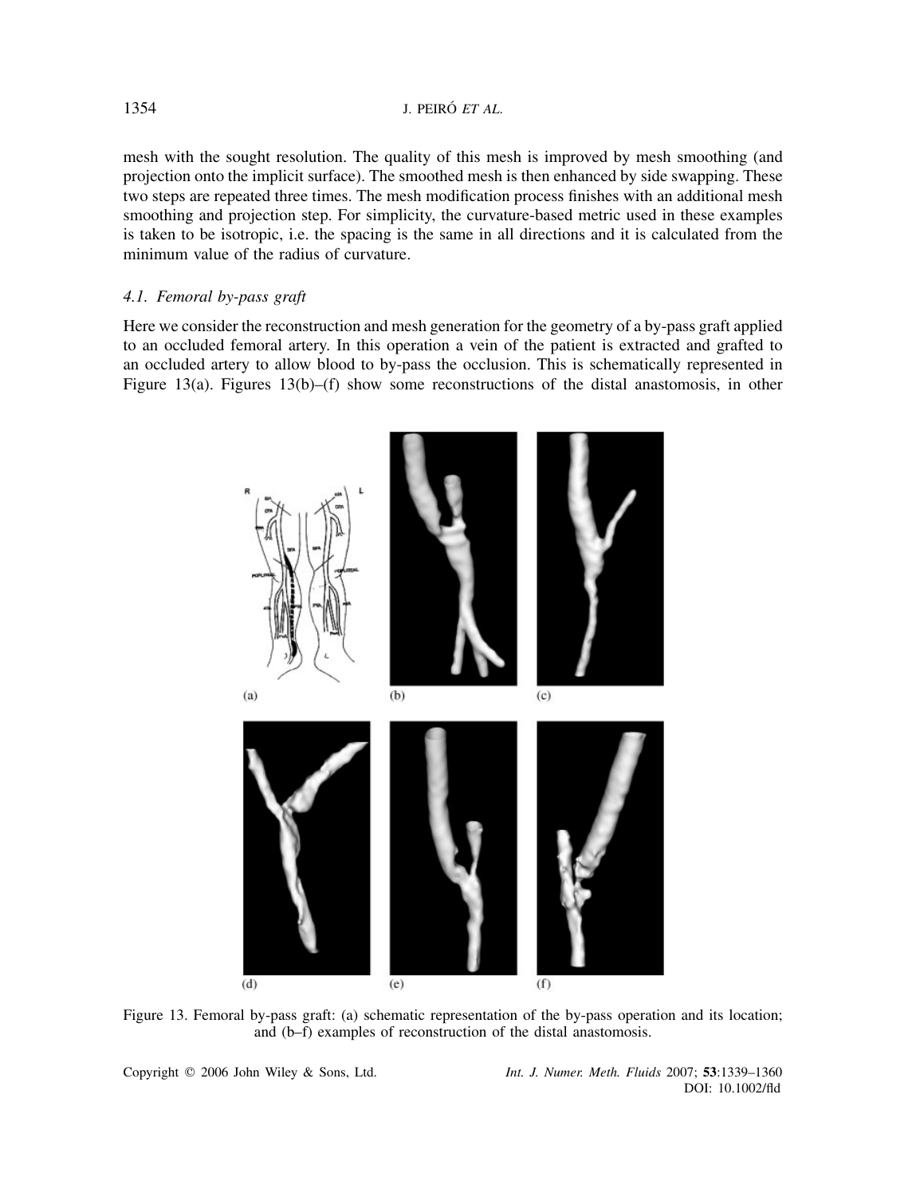mesh with the sought resolution. The quality of this mesh is improved by mesh smoothing (and projection onto the implicit surface). The smoothed mesh is then enhanced by side swapping. These two steps are repeated three times. The mesh modification process finishes with an additional mesh smoothing and projection step. For simplicity, the curvature-based metric used in these examples is taken to be isotropic, i.e. the spacing is the same in all directions and it is calculated from the minimum value of the radius of curvature.

### 4.1. *Femoral by-pass graft*

Here we consider the reconstruction and mesh generation for the geometry of a by-pass graft applied to an occluded femoral artery. In this operation a vein of the patient is extracted and grafted to an occluded artery to allow blood to by-pass the occlusion. This is schematically represented in Figure 13(a). Figures 13(b)–(f) show some reconstructions of the distal anastomosis, in other

Figure 13. Femoral by-pass graft: (a) schematic representation of the by-pass operation and its location; and (b–f) examples of reconstruction of the distal anastomosis.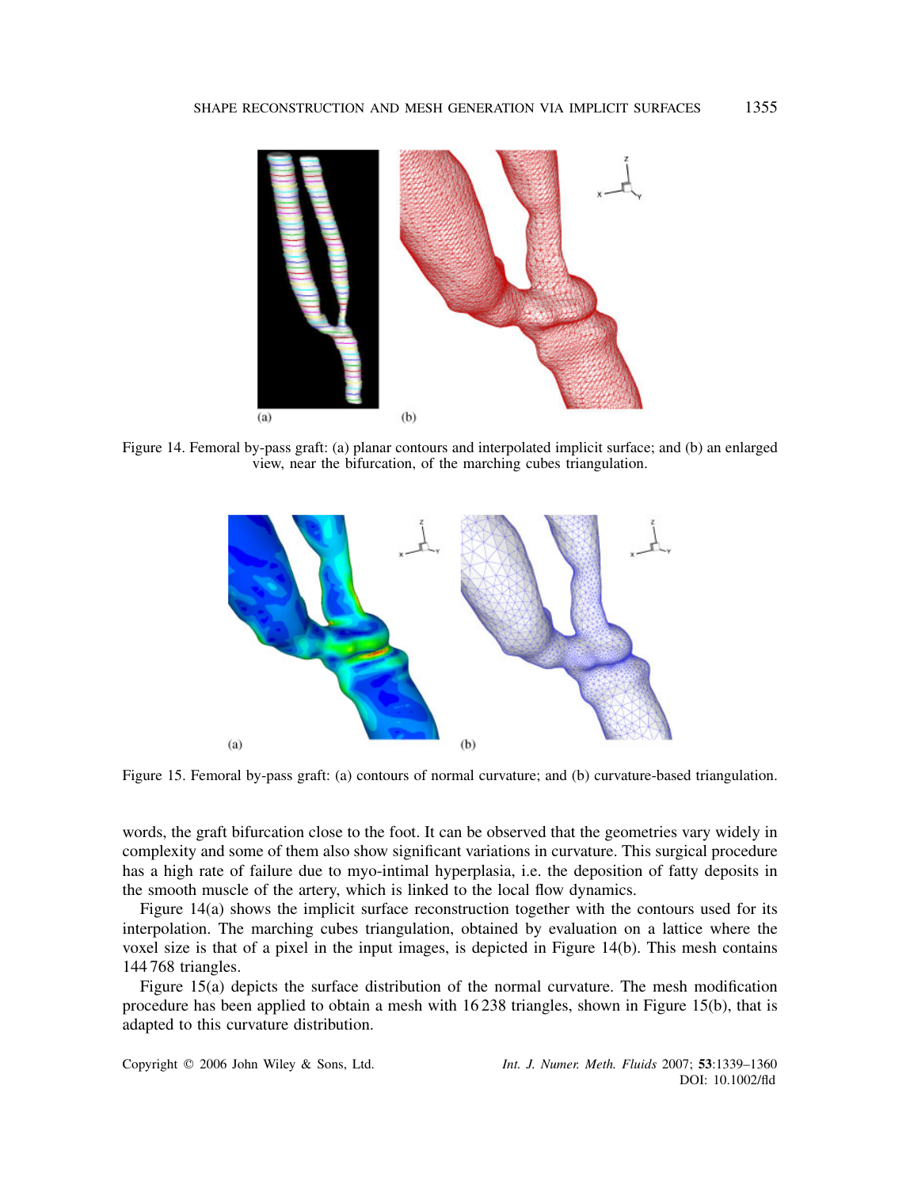Figure 14. Femoral by-pass graft: (a) planar contours and interpolated implicit surface; and (b) an enlarged view, near the bifurcation, of the marching cubes triangulation.

Figure 15. Femoral by-pass graft: (a) contours of normal curvature; and (b) curvature-based triangulation.

words, the graft bifurcation close to the foot. It can be observed that the geometries vary widely in complexity and some of them also show significant variations in curvature. This surgical procedure has a high rate of failure due to myo-intimal hyperplasia, i.e. the deposition of fatty deposits in the smooth muscle of the artery, which is linked to the local flow dynamics.

Figure 14(a) shows the implicit surface reconstruction together with the contours used for its interpolation. The marching cubes triangulation, obtained by evaluation on a lattice where the voxel size is that of a pixel in the input images, is depicted in Figure 14(b). This mesh contains 144 768 triangles.

Figure 15(a) depicts the surface distribution of the normal curvature. The mesh modification procedure has been applied to obtain a mesh with 16 238 triangles, shown in Figure 15(b), that is adapted to this curvature distribution.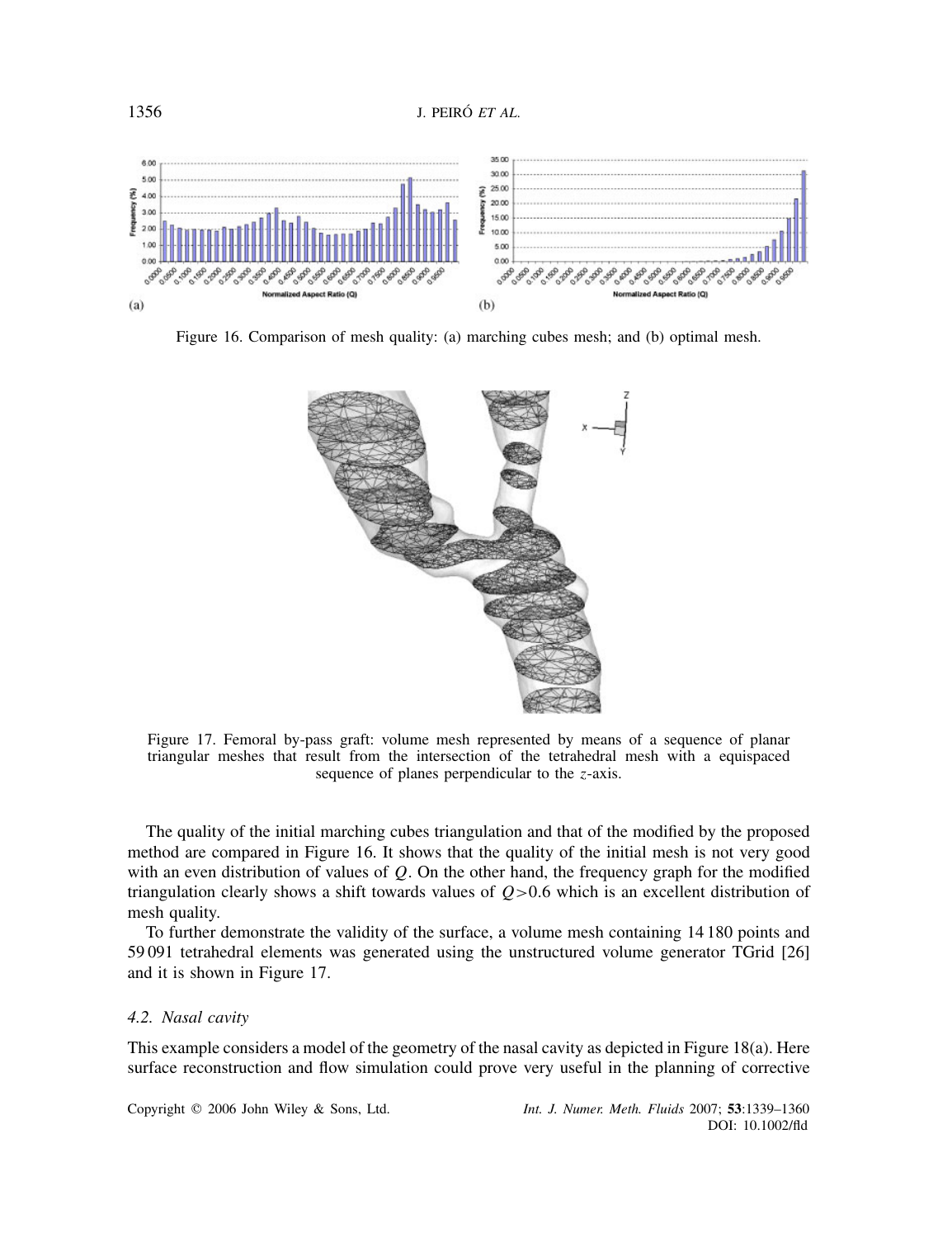Figure 16. Comparison of mesh quality: (a) marching cubes mesh; and (b) optimal mesh.

Figure 17. Femoral by-pass graft: volume mesh represented by means of a sequence of planar triangular meshes that result from the intersection of the tetrahedral mesh with a equispaced sequence of planes perpendicular to the $z$-axis.

The quality of the initial marching cubes triangulation and that of the modified by the proposed method are compared in Figure 16. It shows that the quality of the initial mesh is not very good with an even distribution of values of $Q$. On the other hand, the frequency graph for the modified triangulation clearly shows a shift towards values of $Q>0.6$ which is an excellent distribution of mesh quality.

To further demonstrate the validity of the surface, a volume mesh containing 14 180 points and 59 091 tetrahedral elements was generated using the unstructured volume generator TGrid [26] and it is shown in Figure 17.

### 4.2. Nasal cavity

This example considers a model of the geometry of the nasal cavity as depicted in Figure 18(a). Here surface reconstruction and flow simulation could prove very useful in the planning of corrective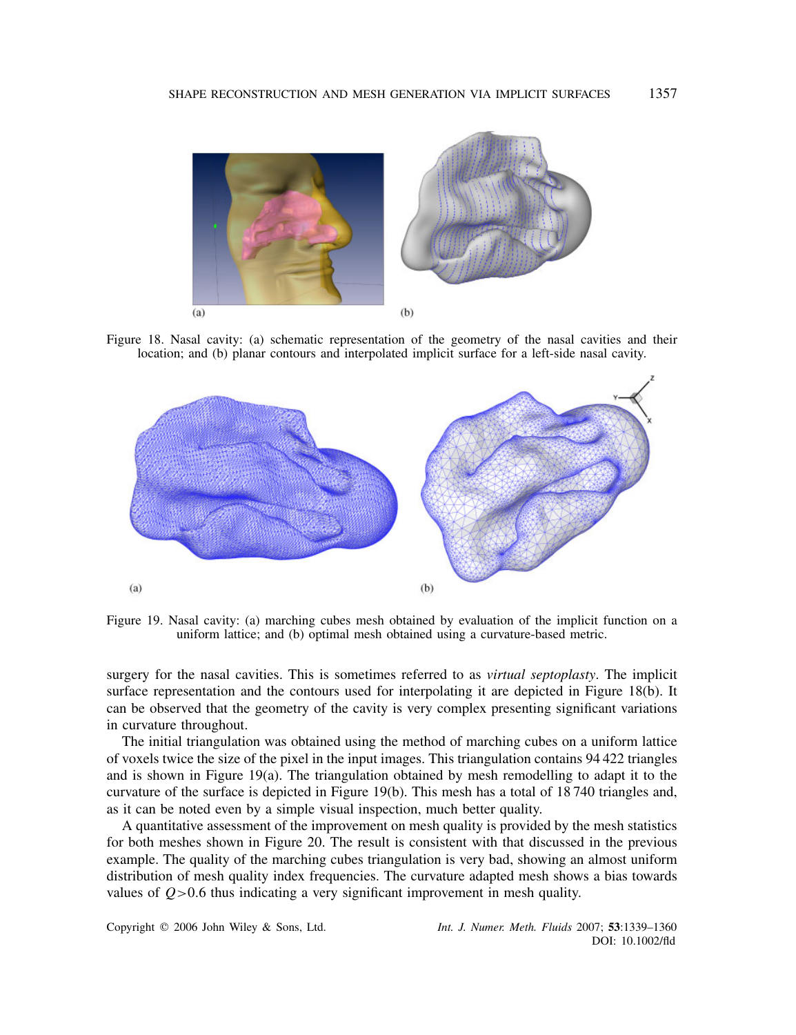Figure 18. Nasal cavity: (a) schematic representation of the geometry of the nasal cavities and their location; and (b) planar contours and interpolated implicit surface for a left-side nasal cavity.

Figure 19. Nasal cavity: (a) marching cubes mesh obtained by evaluation of the implicit function on a uniform lattice; and (b) optimal mesh obtained using a curvature-based metric.

surgery for the nasal cavities. This is sometimes referred to as *virtual septoplasty*. The implicit surface representation and the contours used for interpolating it are depicted in Figure 18(b). It can be observed that the geometry of the cavity is very complex presenting significant variations in curvature throughout.

The initial triangulation was obtained using the method of marching cubes on a uniform lattice of voxels twice the size of the pixel in the input images. This triangulation contains 94 422 triangles and is shown in Figure 19(a). The triangulation obtained by mesh remodelling to adapt it to the curvature of the surface is depicted in Figure 19(b). This mesh has a total of 18 740 triangles and, as it can be noted even by a simple visual inspection, much better quality.

A quantitative assessment of the improvement on mesh quality is provided by the mesh statistics for both meshes shown in Figure 20. The result is consistent with that discussed in the previous example. The quality of the marching cubes triangulation is very bad, showing an almost uniform distribution of mesh quality index frequencies. The curvature adapted mesh shows a bias towards values of $Q>0.6$ thus indicating a very significant improvement in mesh quality.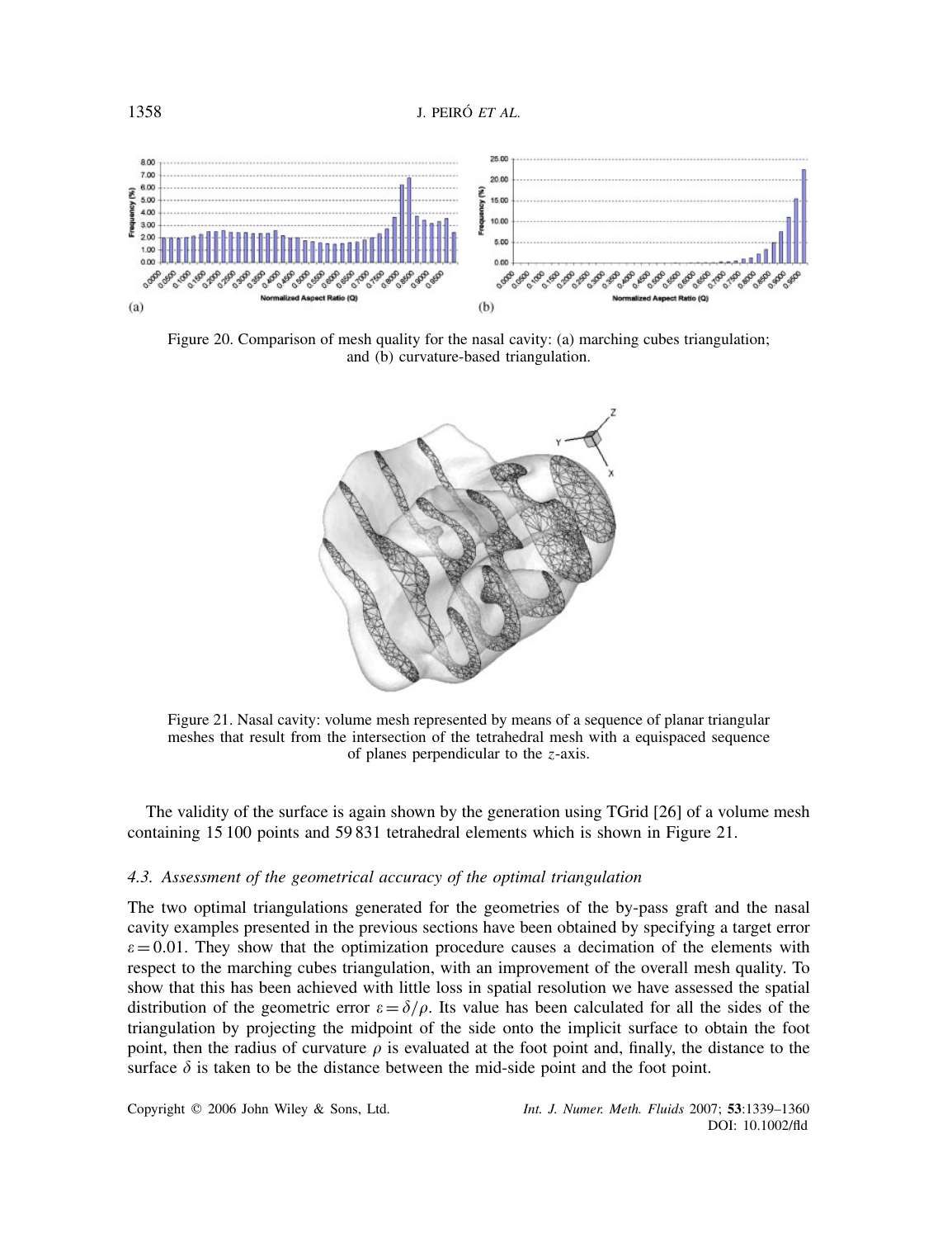Figure 20. Comparison of mesh quality for the nasal cavity: (a) marching cubes triangulation; and (b) curvature-based triangulation.

Figure 21. Nasal cavity: volume mesh represented by means of a sequence of planar triangular meshes that result from the intersection of the tetrahedral mesh with a equispaced sequence of planes perpendicular to the $z$-axis.

The validity of the surface is again shown by the generation using TGrid [26] of a volume mesh containing 15 100 points and 59 831 tetrahedral elements which is shown in Figure 21.

### *4.3. Assessment of the geometrical accuracy of the optimal triangulation*

The two optimal triangulations generated for the geometries of the by-pass graft and the nasal cavity examples presented in the previous sections have been obtained by specifying a target error $\varepsilon = 0.01$. They show that the optimization procedure causes a decimation of the elements with respect to the marching cubes triangulation, with an improvement of the overall mesh quality. To show that this has been achieved with little loss in spatial resolution we have assessed the spatial distribution of the geometric error $\varepsilon = \delta/\rho$. Its value has been calculated for all the sides of the triangulation by projecting the midpoint of the side onto the implicit surface to obtain the foot point, then the radius of curvature $\rho$ is evaluated at the foot point and, finally, the distance to the surface $\delta$ is taken to be the distance between the mid-side point and the foot point.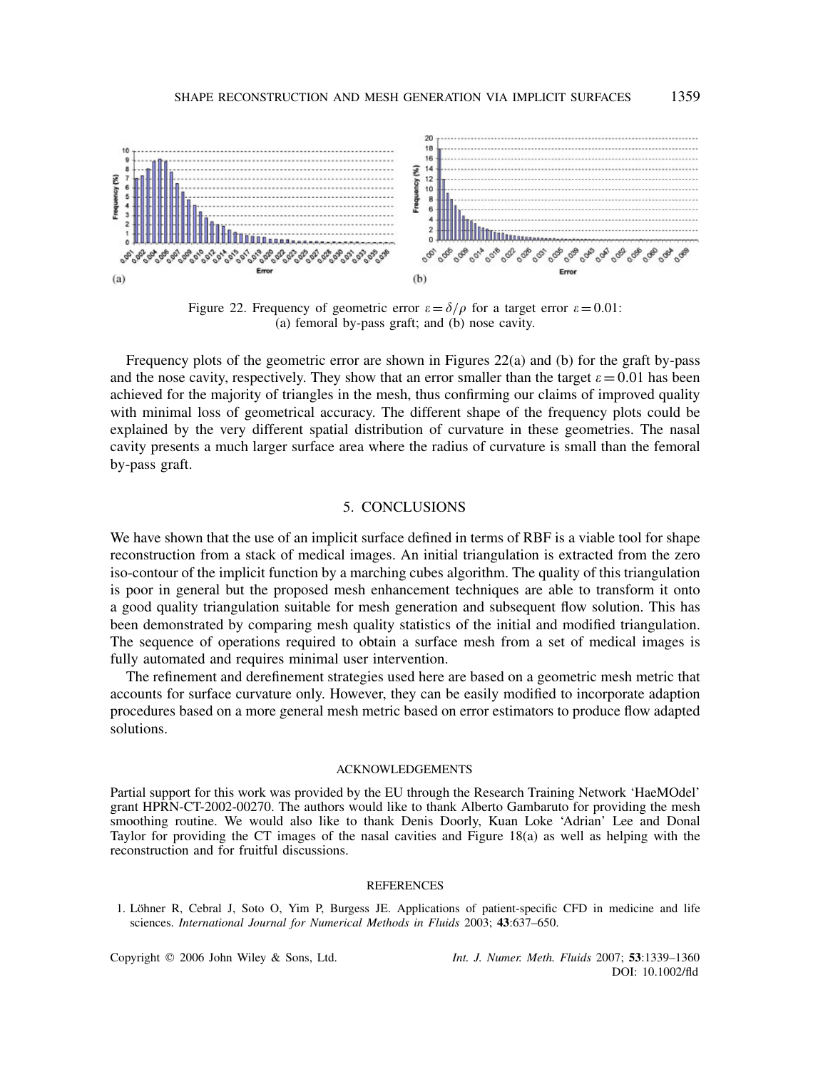(a)

Frequency (%)

10 9 8 7 6 5 4 3 2 1 0

0.001 0.002 0.004 0.006 0.007 0.009 0.010 0.012 0.014 0.015 0.017 0.019 0.020 0.022 0.023 0.025 0.027 0.028 0.030 0.031 0.033 0.035 0.036

Error

(b)

Frequency (%)

20 18 16 14 12 10 8 6 4 2 0

0.001 0.005 0.009 0.014 0.018 0.022 0.026 0.031 0.035 0.039 0.043 0.047 0.052 0.056 0.060 0.064 0.068

Error

Figure 22. Frequency of geometric error $\varepsilon = \delta/\rho$ for a target error $\varepsilon = 0.01$: (a) femoral by-pass graft; and (b) nose cavity.

Frequency plots of the geometric error are shown in Figures 22(a) and (b) for the graft by-pass and the nose cavity, respectively. They show that an error smaller than the target $\varepsilon = 0.01$ has been achieved for the majority of triangles in the mesh, thus confirming our claims of improved quality with minimal loss of geometrical accuracy. The different shape of the frequency plots could be explained by the very different spatial distribution of curvature in these geometries. The nasal cavity presents a much larger surface area where the radius of curvature is small than the femoral by-pass graft.

## 5. CONCLUSIONS

We have shown that the use of an implicit surface defined in terms of RBF is a viable tool for shape reconstruction from a stack of medical images. An initial triangulation is extracted from the zero iso-contour of the implicit function by a marching cubes algorithm. The quality of this triangulation is poor in general but the proposed mesh enhancement techniques are able to transform it onto a good quality triangulation suitable for mesh generation and subsequent flow solution. This has been demonstrated by comparing mesh quality statistics of the initial and modified triangulation. The sequence of operations required to obtain a surface mesh from a set of medical images is fully automated and requires minimal user intervention.

The refinement and derefinement strategies used here are based on a geometric mesh metric that accounts for surface curvature only. However, they can be easily modified to incorporate adaption procedures based on a more general mesh metric based on error estimators to produce flow adapted solutions.

### ACKNOWLEDGEMENTS

Partial support for this work was provided by the EU through the Research Training Network 'HaeMOdel' grant HPRN-CT-2002-00270. The authors would like to thank Alberto Gambaruto for providing the mesh smoothing routine. We would also like to thank Denis Doorly, Kuan Loke 'Adrian' Lee and Donal Taylor for providing the CT images of the nasal cavities and Figure 18(a) as well as helping with the reconstruction and for fruitful discussions.

### REFERENCES

1. Löhner R, Cebral J, Soto O, Yim P, Burgess JE. Applications of patient-specific CFD in medicine and life sciences. *International Journal for Numerical Methods in Fluids* 2003; **43**:637–650.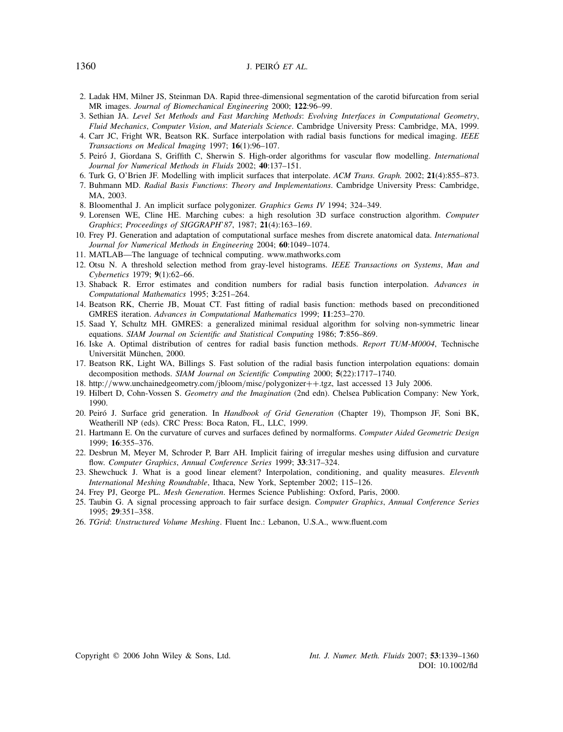2. Ladak HM, Milner JS, Steinman DA. Rapid three-dimensional segmentation of the carotid bifurcation from serial MR images. *Journal of Biomechanical Engineering* 2000; **122**:96–99.
3. Sethian JA. *Level Set Methods and Fast Marching Methods*: *Evolving Interfaces in Computational Geometry*, *Fluid Mechanics*, *Computer Vision*, *and Materials Science*. Cambridge University Press: Cambridge, MA, 1999.
4. Carr JC, Fright WR, Beatson RK. Surface interpolation with radial basis functions for medical imaging. *IEEE Transactions on Medical Imaging* 1997; **16**(1):96–107.
5. Peiró J, Giordana S, Griffith C, Sherwin S. High-order algorithms for vascular flow modelling. *International Journal for Numerical Methods in Fluids* 2002; **40**:137–151.
6. Turk G, O'Brien JF. Modelling with implicit surfaces that interpolate. *ACM Trans. Graph.* 2002; **21**(4):855–873.
7. Buhmann MD. *Radial Basis Functions*: *Theory and Implementations*. Cambridge University Press: Cambridge, MA, 2003.
8. Bloomenthal J. An implicit surface polygonizer. *Graphics Gems IV* 1994; 324–349.
9. Lorensen WE, Cline HE. Marching cubes: a high resolution 3D surface construction algorithm. *Computer Graphics*; *Proceedings of SIGGRAPH'87*, 1987; **21**(4):163–169.
10. Frey PJ. Generation and adaptation of computational surface meshes from discrete anatomical data. *International Journal for Numerical Methods in Engineering* 2004; **60**:1049–1074.
11. MATLAB—The language of technical computing. www.mathworks.com
12. Otsu N. A threshold selection method from gray-level histograms. *IEEE Transactions on Systems*, *Man and Cybernetics* 1979; **9**(1):62–66.
13. Shaback R. Error estimates and condition numbers for radial basis function interpolation. *Advances in Computational Mathematics* 1995; **3**:251–264.
14. Beatson RK, Cherrie JB, Mouat CT. Fast fitting of radial basis function: methods based on preconditioned GMRES iteration. *Advances in Computational Mathematics* 1999; **11**:253–270.
15. Saad Y, Schultz MH. GMRES: a generalized minimal residual algorithm for solving non-symmetric linear equations. *SIAM Journal on Scientific and Statistical Computing* 1986; **7**:856–869.
16. Iske A. Optimal distribution of centres for radial basis function methods. *Report TUM-M0004*, Technische Universität München, 2000.
17. Beatson RK, Light WA, Billings S. Fast solution of the radial basis function interpolation equations: domain decomposition methods. *SIAM Journal on Scientific Computing* 2000; **5**(22):1717–1740.
18. http://www.unchainedgeometry.com/jbloom/misc/polygonizer++.tgz, last accessed 13 July 2006.
19. Hilbert D, Cohn-Vossen S. *Geometry and the Imagination* (2nd edn). Chelsea Publication Company: New York, 1990.
20. Peiró J. Surface grid generation. In *Handbook of Grid Generation* (Chapter 19), Thompson JF, Soni BK, Weatherill NP (eds). CRC Press: Boca Raton, FL, LLC, 1999.
21. Hartmann E. On the curvature of curves and surfaces defined by normalforms. *Computer Aided Geometric Design* 1999; **16**:355–376.
22. Desbrun M, Meyer M, Schroder P, Barr AH. Implicit fairing of irregular meshes using diffusion and curvature flow. *Computer Graphics*, *Annual Conference Series* 1999; **33**:317–324.
23. Shewchuck J. What is a good linear element? Interpolation, conditioning, and quality measures. *Eleventh International Meshing Roundtable*, Ithaca, New York, September 2002; 115–126.
24. Frey PJ, George PL. *Mesh Generation*. Hermes Science Publishing: Oxford, Paris, 2000.
25. Taubin G. A signal processing approach to fair surface design. *Computer Graphics*, *Annual Conference Series* 1995; **29**:351–358.
26. *TGrid*: *Unstructured Volume Meshing*. Fluent Inc.: Lebanon, U.S.A., www.fluent.com